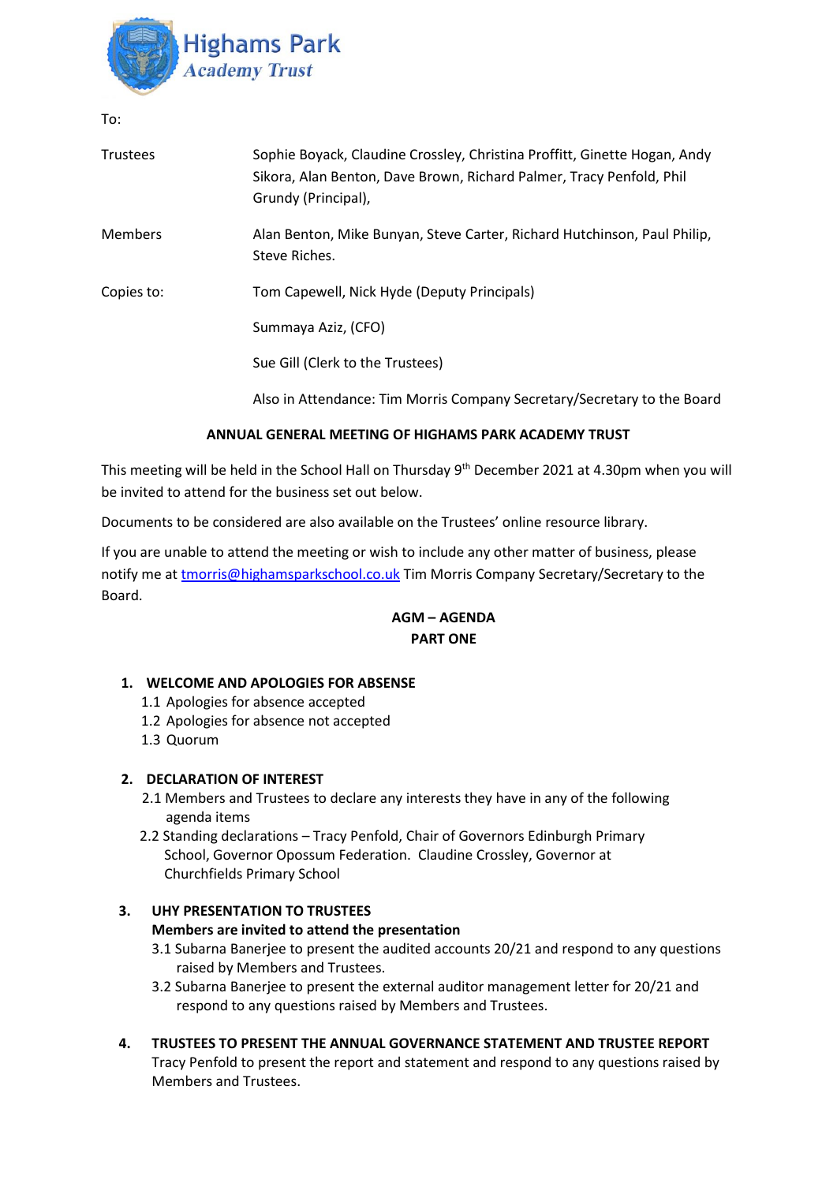Highams Park
*Academy Trust*

To:

| | |
|---|---|
| Trustees | Sophie Boyack, Claudine Crossley, Christina Proffitt, Ginette Hogan, Andy Sikora, Alan Benton, Dave Brown, Richard Palmer, Tracy Penfold, Phil Grundy (Principal), |
| Members | Alan Benton, Mike Bunyan, Steve Carter, Richard Hutchinson, Paul Philip, Steve Riches. |
| Copies to: | Tom Capewell, Nick Hyde (Deputy Principals) |
| | Summaya Aziz, (CFO) |
| | Sue Gill (Clerk to the Trustees) |
| | Also in Attendance: Tim Morris Company Secretary/Secretary to the Board |

**ANNUAL GENERAL MEETING OF HIGHAMS PARK ACADEMY TRUST**

This meeting will be held in the School Hall on Thursday 9th December 2021 at 4.30pm when you will be invited to attend for the business set out below.

Documents to be considered are also available on the Trustees' online resource library.

If you are unable to attend the meeting or wish to include any other matter of business, please notify me at tmorris@highamsparkschool.co.uk Tim Morris Company Secretary/Secretary to the Board.

**AGM – AGENDA**
**PART ONE**

1. **WELCOME AND APOLOGIES FOR ABSENSE**
   - 1.1 Apologies for absence accepted
   - 1.2 Apologies for absence not accepted
   - 1.3 Quorum

2. **DECLARATION OF INTEREST**
   - 2.1 Members and Trustees to declare any interests they have in any of the following agenda items
   - 2.2 Standing declarations – Tracy Penfold, Chair of Governors Edinburgh Primary School, Governor Opossum Federation. Claudine Crossley, Governor at Churchfields Primary School

3. **UHY PRESENTATION TO TRUSTEES**
   **Members are invited to attend the presentation**
   - 3.1 Subarna Banerjee to present the audited accounts 20/21 and respond to any questions raised by Members and Trustees.
   - 3.2 Subarna Banerjee to present the external auditor management letter for 20/21 and respond to any questions raised by Members and Trustees.

4. **TRUSTEES TO PRESENT THE ANNUAL GOVERNANCE STATEMENT AND TRUSTEE REPORT**
   Tracy Penfold to present the report and statement and respond to any questions raised by Members and Trustees.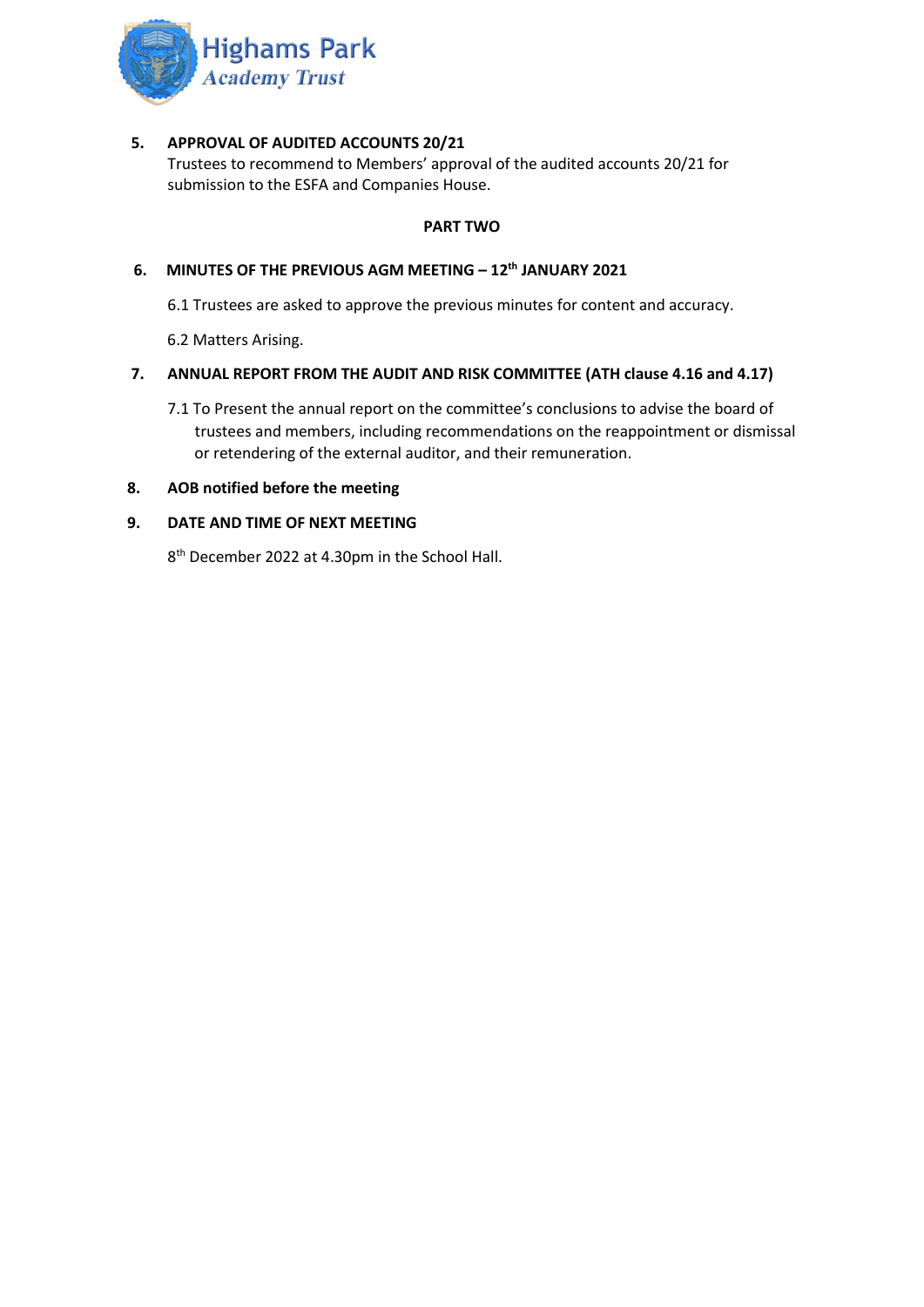Highams Park
*Academy Trust*

**5. APPROVAL OF AUDITED ACCOUNTS 20/21**

Trustees to recommend to Members' approval of the audited accounts 20/21 for submission to the ESFA and Companies House.

**PART TWO**

**6. MINUTES OF THE PREVIOUS AGM MEETING – 12th JANUARY 2021**

6.1 Trustees are asked to approve the previous minutes for content and accuracy.

6.2 Matters Arising.

**7. ANNUAL REPORT FROM THE AUDIT AND RISK COMMITTEE (ATH clause 4.16 and 4.17)**

7.1 To Present the annual report on the committee's conclusions to advise the board of trustees and members, including recommendations on the reappointment or dismissal or retendering of the external auditor, and their remuneration.

**8. AOB notified before the meeting**

**9. DATE AND TIME OF NEXT MEETING**

8th December 2022 at 4.30pm in the School Hall.